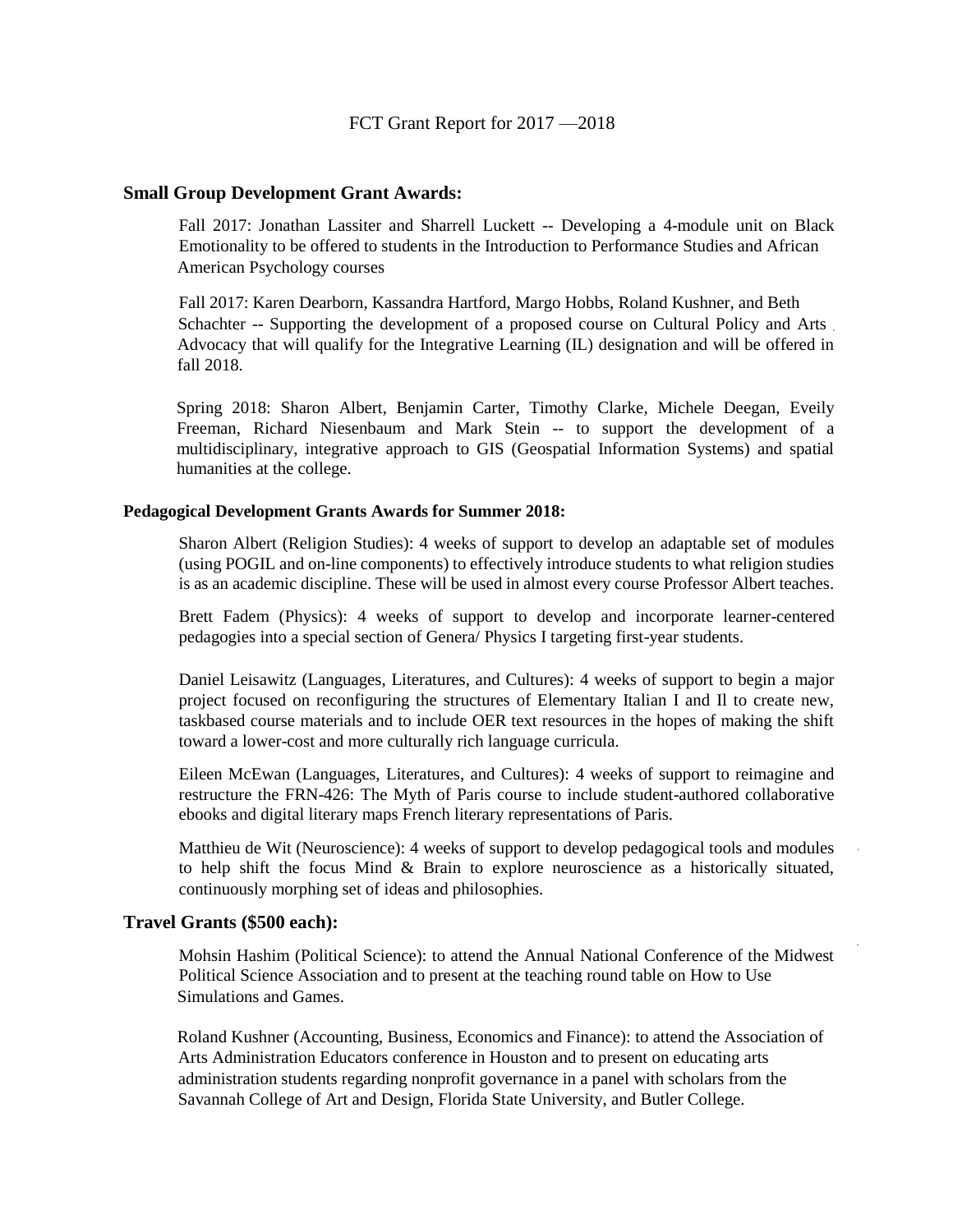FCT Grant Report for 2017 —2018

### Small Group Development Grant Awards:

Fall 2017: Jonathan Lassiter and Sharrell Luckett -- Developing a 4-module unit on Black Emotionality to be offered to students in the Introduction to Performance Studies and African American Psychology courses

Fall 2017: Karen Dearborn, Kassandra Hartford, Margo Hobbs, Roland Kushner, and Beth Schachter -- Supporting the development of a proposed course on Cultural Policy and Arts Advocacy that will qualify for the Integrative Learning (IL) designation and will be offered in fall 2018.

Spring 2018: Sharon Albert, Benjamin Carter, Timothy Clarke, Michele Deegan, Eveily Freeman, Richard Niesenbaum and Mark Stein -- to support the development of a multidisciplinary, integrative approach to GIS (Geospatial Information Systems) and spatial humanities at the college.

#### Pedagogical Development Grants Awards for Summer 2018:

Sharon Albert (Religion Studies): 4 weeks of support to develop an adaptable set of modules (using POGIL and on-line components) to effectively introduce students to what religion studies is as an academic discipline. These will be used in almost every course Professor Albert teaches.

Brett Fadem (Physics): 4 weeks of support to develop and incorporate learner-centered pedagogies into a special section of Genera/ Physics I targeting first-year students.

Daniel Leisawitz (Languages, Literatures, and Cultures): 4 weeks of support to begin a major project focused on reconfiguring the structures of Elementary Italian I and Il to create new, taskbased course materials and to include OER text resources in the hopes of making the shift toward a lower-cost and more culturally rich language curricula.

Eileen McEwan (Languages, Literatures, and Cultures): 4 weeks of support to reimagine and restructure the FRN-426: The Myth of Paris course to include student-authored collaborative ebooks and digital literary maps French literary representations of Paris.

Matthieu de Wit (Neuroscience): 4 weeks of support to develop pedagogical tools and modules to help shift the focus Mind & Brain to explore neuroscience as a historically situated, continuously morphing set of ideas and philosophies.

### Travel Grants ($500 each):

Mohsin Hashim (Political Science): to attend the Annual National Conference of the Midwest Political Science Association and to present at the teaching round table on How to Use Simulations and Games.

Roland Kushner (Accounting, Business, Economics and Finance): to attend the Association of Arts Administration Educators conference in Houston and to present on educating arts administration students regarding nonprofit governance in a panel with scholars from the Savannah College of Art and Design, Florida State University, and Butler College.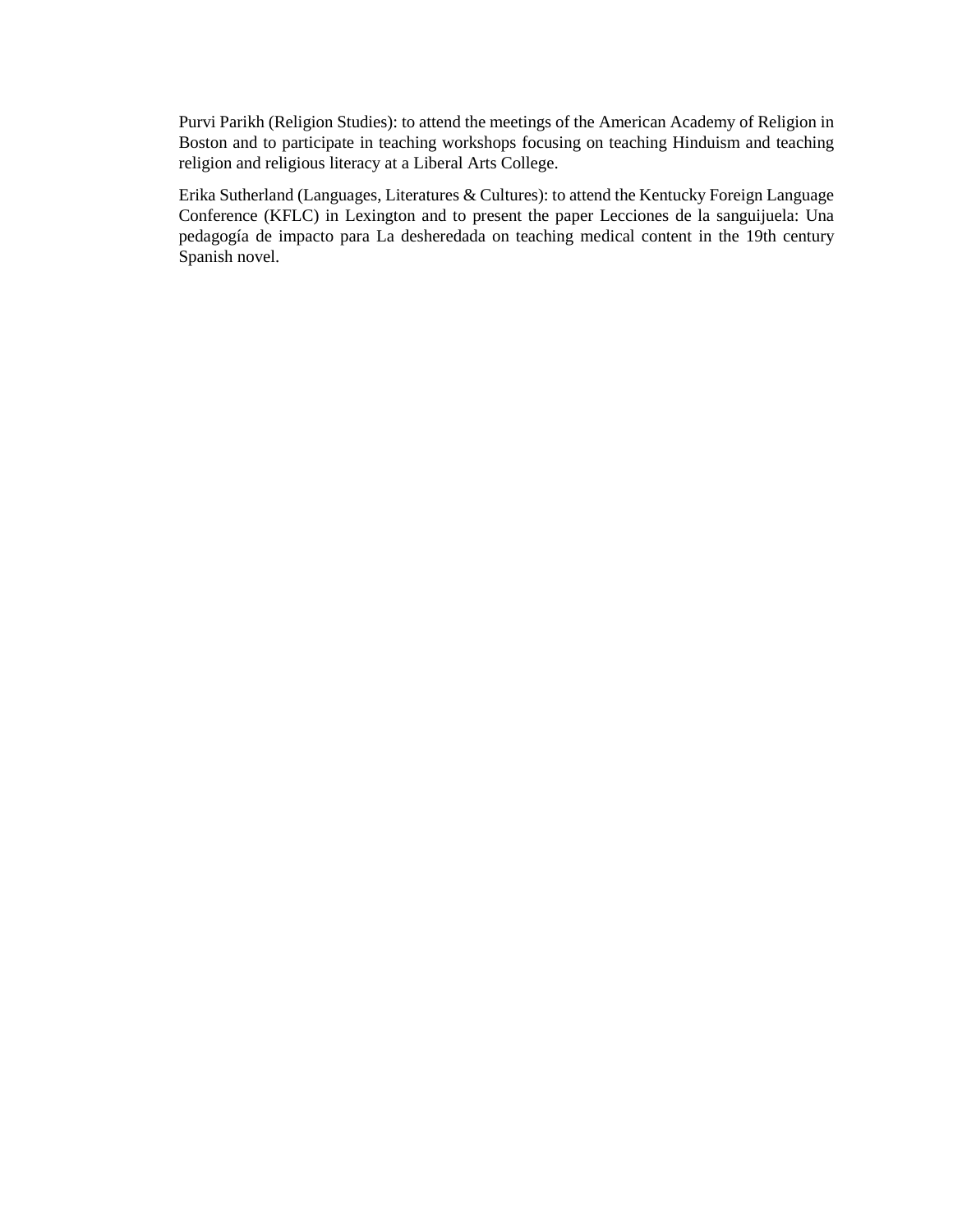Purvi Parikh (Religion Studies): to attend the meetings of the American Academy of Religion in Boston and to participate in teaching workshops focusing on teaching Hinduism and teaching religion and religious literacy at a Liberal Arts College.

Erika Sutherland (Languages, Literatures & Cultures): to attend the Kentucky Foreign Language Conference (KFLC) in Lexington and to present the paper Lecciones de la sanguijuela: Una pedagogía de impacto para La desheredada on teaching medical content in the 19th century Spanish novel.